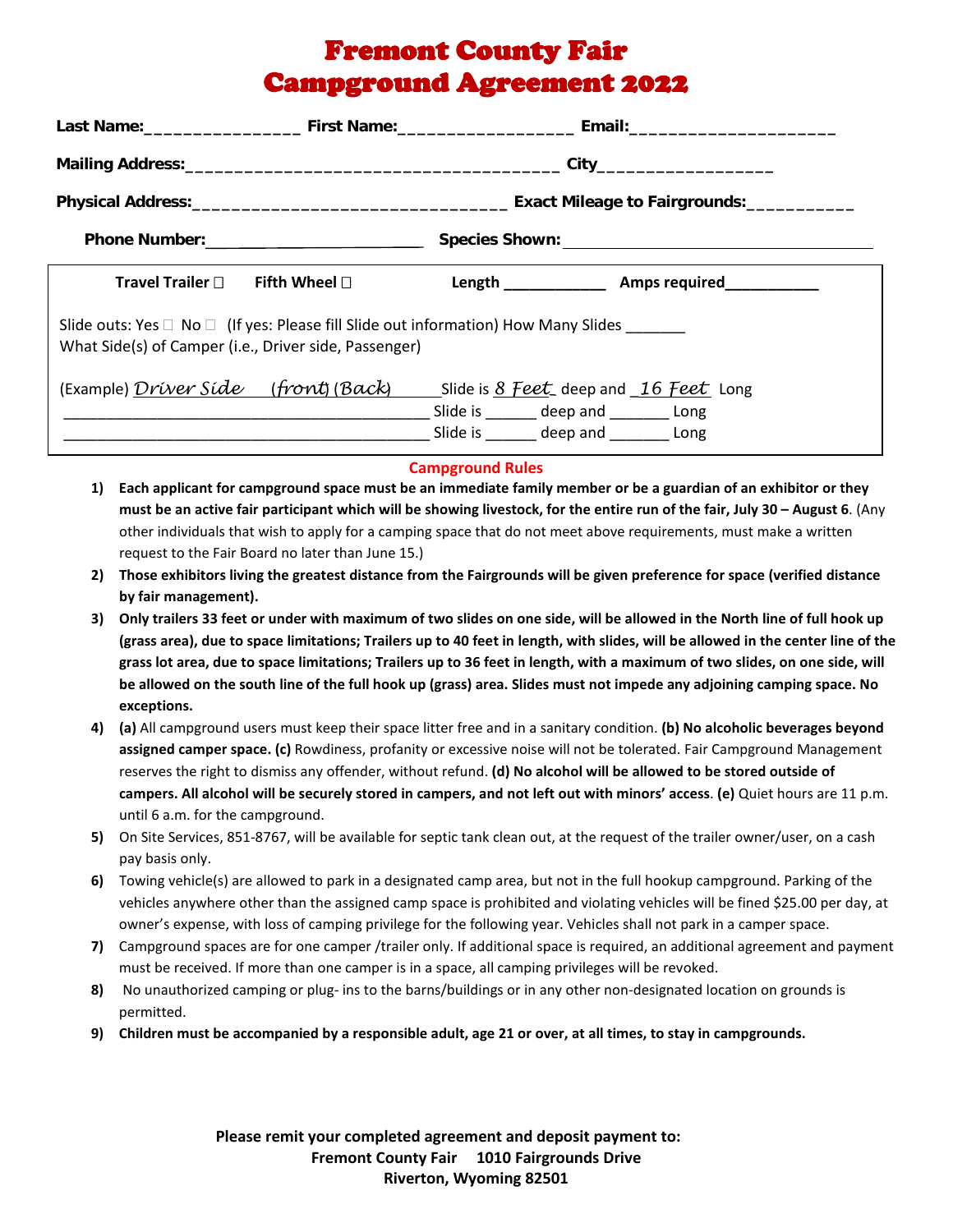# Fremont County Fair
# Campground Agreement 2022

**Last Name:**________________ **First Name:**__________________ **Email:**_____________________

**Mailing Address:**______________________________________ **City**_________________

**Physical Address:**________________________________ **Exact Mileage to Fairgrounds:**___________

**Phone Number:**_______________________ **Species Shown:**_______________________________

**Travel Trailer** ☐ **Fifth Wheel** ☐ **Length** ____________ **Amps required**__________

Slide outs: Yes ☐ No ☐ (If yes: Please fill Slide out information) How Many Slides _______
What Side(s) of Camper (i.e., Driver side, Passenger)

(Example) *Driver Side* (*front*) (*Back*) Slide is *8 Feet* deep and *16 Feet* Long
__________________________________________ Slide is ______ deep and _______ Long
__________________________________________ Slide is ______ deep and _______ Long

## Campground Rules

1) **Each applicant for campground space must be an immediate family member or be a guardian of an exhibitor or they must be an active fair participant which will be showing livestock, for the entire run of the fair, July 30 – August 6**. (Any other individuals that wish to apply for a camping space that do not meet above requirements, must make a written request to the Fair Board no later than June 15.)
2) **Those exhibitors living the greatest distance from the Fairgrounds will be given preference for space (verified distance by fair management).**
3) **Only trailers 33 feet or under with maximum of two slides on one side, will be allowed in the North line of full hook up (grass area), due to space limitations; Trailers up to 40 feet in length, with slides, will be allowed in the center line of the grass lot area, due to space limitations; Trailers up to 36 feet in length, with a maximum of two slides, on one side, will be allowed on the south line of the full hook up (grass) area. Slides must not impede any adjoining camping space. No exceptions.**
4) **(a)** All campground users must keep their space litter free and in a sanitary condition. **(b) No alcoholic beverages beyond assigned camper space. (c)** Rowdiness, profanity or excessive noise will not be tolerated. Fair Campground Management reserves the right to dismiss any offender, without refund. **(d) No alcohol will be allowed to be stored outside of campers. All alcohol will be securely stored in campers, and not left out with minors' access**. **(e)** Quiet hours are 11 p.m. until 6 a.m. for the campground.
5) On Site Services, 851-8767, will be available for septic tank clean out, at the request of the trailer owner/user, on a cash pay basis only.
6) Towing vehicle(s) are allowed to park in a designated camp area, but not in the full hookup campground. Parking of the vehicles anywhere other than the assigned camp space is prohibited and violating vehicles will be fined $25.00 per day, at owner's expense, with loss of camping privilege for the following year. Vehicles shall not park in a camper space.
7) Campground spaces are for one camper /trailer only. If additional space is required, an additional agreement and payment must be received. If more than one camper is in a space, all camping privileges will be revoked.
8) No unauthorized camping or plug- ins to the barns/buildings or in any other non-designated location on grounds is permitted.
9) **Children must be accompanied by a responsible adult, age 21 or over, at all times, to stay in campgrounds.**

**Please remit your completed agreement and deposit payment to:**
**Fremont County Fair 1010 Fairgrounds Drive**
**Riverton, Wyoming 82501**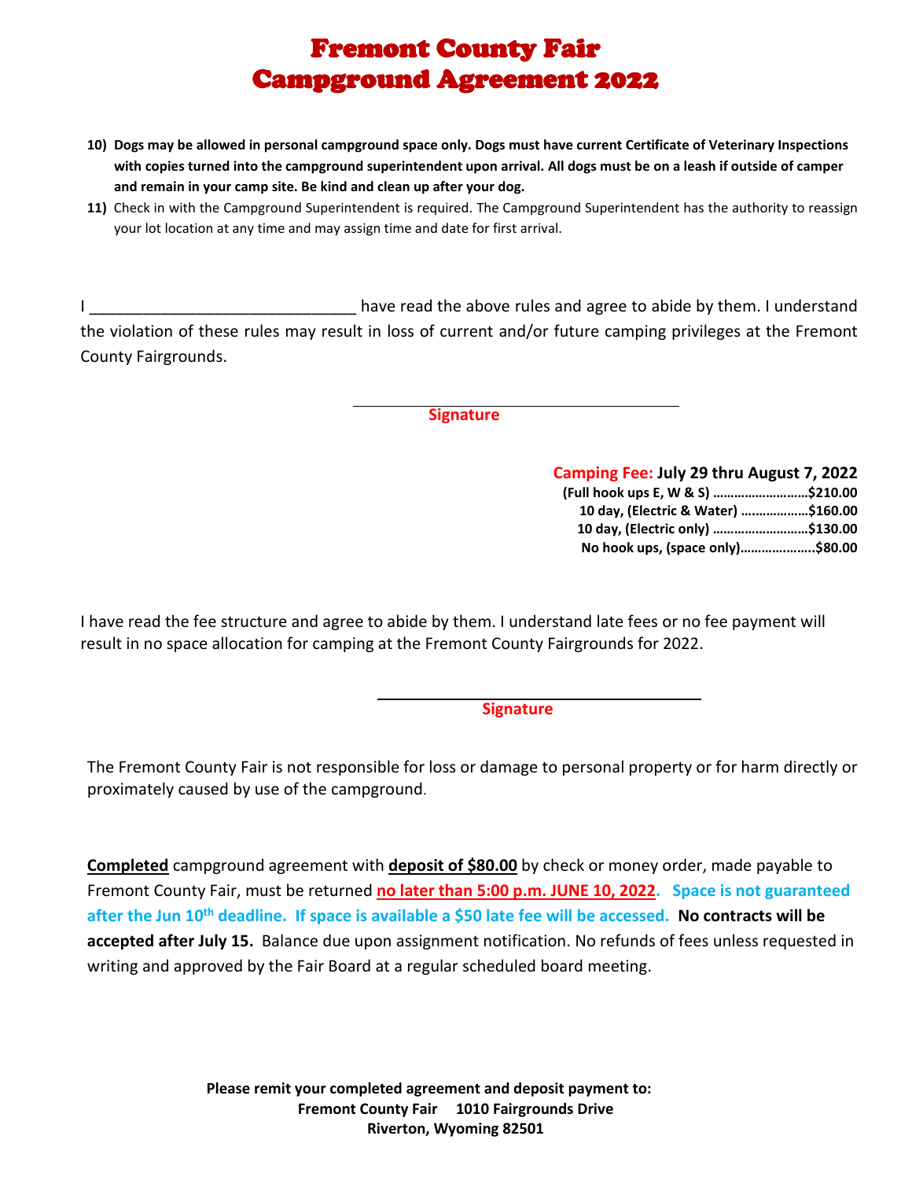# Fremont County Fair
# Campground Agreement 2022

10) **Dogs may be allowed in personal campground space only. Dogs must have current Certificate of Veterinary Inspections with copies turned into the campground superintendent upon arrival. All dogs must be on a leash if outside of camper and remain in your camp site. Be kind and clean up after your dog.**
11) Check in with the Campground Superintendent is required. The Campground Superintendent has the authority to reassign your lot location at any time and may assign time and date for first arrival.

I _____________________________ have read the above rules and agree to abide by them. I understand the violation of these rules may result in loss of current and/or future camping privileges at the Fremont County Fairgrounds.

______________________________
**Signature**

**Camping Fee: July 29 thru August 7, 2022**

**(Full hook ups E, W & S) ……………………….$210.00**
**10 day, (Electric & Water) ……………….$160.00**
**10 day, (Electric only) ……………………..$130.00**
**No hook ups, (space only)………………..$80.00**

I have read the fee structure and agree to abide by them. I understand late fees or no fee payment will result in no space allocation for camping at the Fremont County Fairgrounds for 2022.

______________________________
**Signature**

The Fremont County Fair is not responsible for loss or damage to personal property or for harm directly or proximately caused by use of the campground.

**Completed** campground agreement with **deposit of $80.00** by check or money order, made payable to Fremont County Fair, must be returned **no later than 5:00 p.m. JUNE 10, 2022**. **Space is not guaranteed after the Jun 10th deadline. If space is available a $50 late fee will be accessed.** **No contracts will be accepted after July 15.** Balance due upon assignment notification. No refunds of fees unless requested in writing and approved by the Fair Board at a regular scheduled board meeting.

**Please remit your completed agreement and deposit payment to:**
**Fremont County Fair 1010 Fairgrounds Drive**
**Riverton, Wyoming 82501**